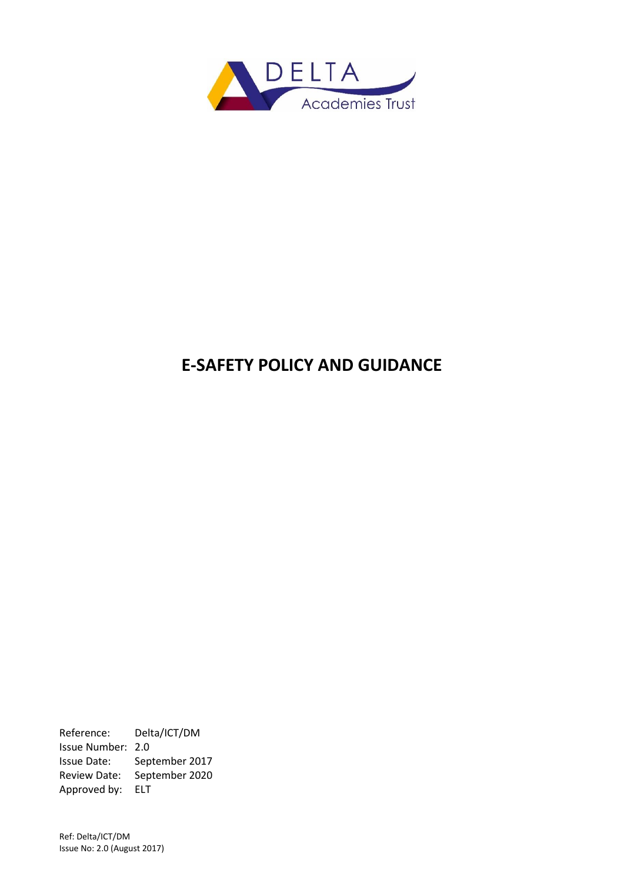DELTA Academies Trust

# E-SAFETY POLICY AND GUIDANCE

Reference: Delta/ICT/DM
Issue Number: 2.0
Issue Date: September 2017
Review Date: September 2020
Approved by: ELT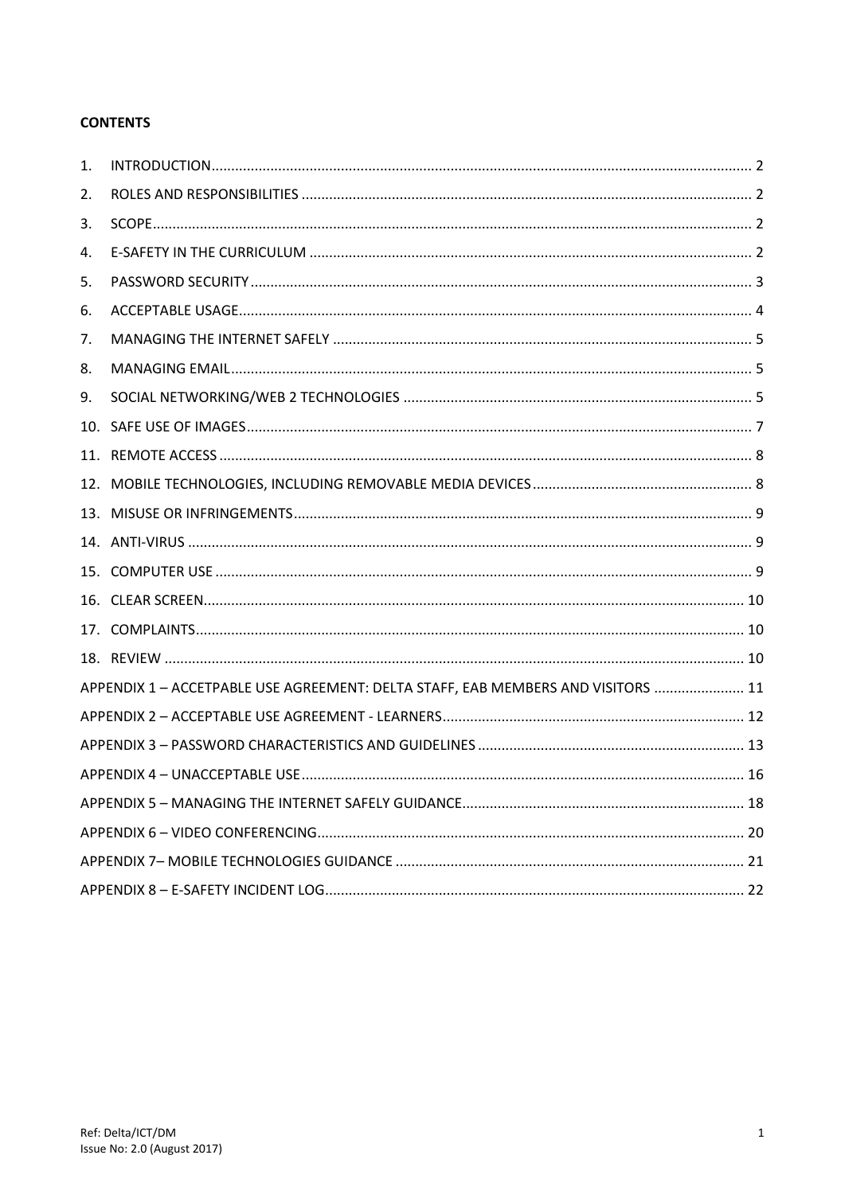**CONTENTS**

1. INTRODUCTION ........................................................ 2
2. ROLES AND RESPONSIBILITIES ........................................................ 2
3. SCOPE ........................................................ 2
4. E-SAFETY IN THE CURRICULUM ........................................................ 2
5. PASSWORD SECURITY ........................................................ 3
6. ACCEPTABLE USAGE ........................................................ 4
7. MANAGING THE INTERNET SAFELY ........................................................ 5
8. MANAGING EMAIL ........................................................ 5
9. SOCIAL NETWORKING/WEB 2 TECHNOLOGIES ........................................................ 5
10. SAFE USE OF IMAGES ........................................................ 7
11. REMOTE ACCESS ........................................................ 8
12. MOBILE TECHNOLOGIES, INCLUDING REMOVABLE MEDIA DEVICES ........................................................ 8
13. MISUSE OR INFRINGEMENTS ........................................................ 9
14. ANTI-VIRUS ........................................................ 9
15. COMPUTER USE ........................................................ 9
16. CLEAR SCREEN ........................................................ 10
17. COMPLAINTS ........................................................ 10
18. REVIEW ........................................................ 10

APPENDIX 1 – ACCETPABLE USE AGREEMENT: DELTA STAFF, EAB MEMBERS AND VISITORS ........................ 11
APPENDIX 2 – ACCEPTABLE USE AGREEMENT - LEARNERS ........................................................ 12
APPENDIX 3 – PASSWORD CHARACTERISTICS AND GUIDELINES ........................................................ 13
APPENDIX 4 – UNACCEPTABLE USE ........................................................ 16
APPENDIX 5 – MANAGING THE INTERNET SAFELY GUIDANCE ........................................................ 18
APPENDIX 6 – VIDEO CONFERENCING ........................................................ 20
APPENDIX 7– MOBILE TECHNOLOGIES GUIDANCE ........................................................ 21
APPENDIX 8 – E-SAFETY INCIDENT LOG ........................................................ 22

Ref: Delta/ICT/DM
Issue No: 2.0 (August 2017)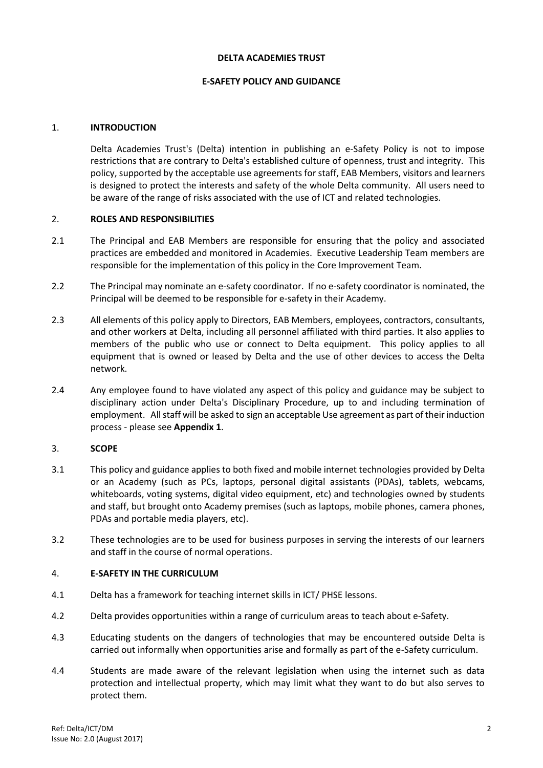**DELTA ACADEMIES TRUST**

**E-SAFETY POLICY AND GUIDANCE**

## 1. INTRODUCTION

Delta Academies Trust's (Delta) intention in publishing an e-Safety Policy is not to impose restrictions that are contrary to Delta's established culture of openness, trust and integrity. This policy, supported by the acceptable use agreements for staff, EAB Members, visitors and learners is designed to protect the interests and safety of the whole Delta community. All users need to be aware of the range of risks associated with the use of ICT and related technologies.

## 2. ROLES AND RESPONSIBILITIES

2.1 The Principal and EAB Members are responsible for ensuring that the policy and associated practices are embedded and monitored in Academies. Executive Leadership Team members are responsible for the implementation of this policy in the Core Improvement Team.

2.2 The Principal may nominate an e-safety coordinator. If no e-safety coordinator is nominated, the Principal will be deemed to be responsible for e-safety in their Academy.

2.3 All elements of this policy apply to Directors, EAB Members, employees, contractors, consultants, and other workers at Delta, including all personnel affiliated with third parties. It also applies to members of the public who use or connect to Delta equipment. This policy applies to all equipment that is owned or leased by Delta and the use of other devices to access the Delta network.

2.4 Any employee found to have violated any aspect of this policy and guidance may be subject to disciplinary action under Delta's Disciplinary Procedure, up to and including termination of employment. All staff will be asked to sign an acceptable Use agreement as part of their induction process - please see **Appendix 1**.

## 3. SCOPE

3.1 This policy and guidance applies to both fixed and mobile internet technologies provided by Delta or an Academy (such as PCs, laptops, personal digital assistants (PDAs), tablets, webcams, whiteboards, voting systems, digital video equipment, etc) and technologies owned by students and staff, but brought onto Academy premises (such as laptops, mobile phones, camera phones, PDAs and portable media players, etc).

3.2 These technologies are to be used for business purposes in serving the interests of our learners and staff in the course of normal operations.

## 4. E-SAFETY IN THE CURRICULUM

4.1 Delta has a framework for teaching internet skills in ICT/ PHSE lessons.

4.2 Delta provides opportunities within a range of curriculum areas to teach about e-Safety.

4.3 Educating students on the dangers of technologies that may be encountered outside Delta is carried out informally when opportunities arise and formally as part of the e-Safety curriculum.

4.4 Students are made aware of the relevant legislation when using the internet such as data protection and intellectual property, which may limit what they want to do but also serves to protect them.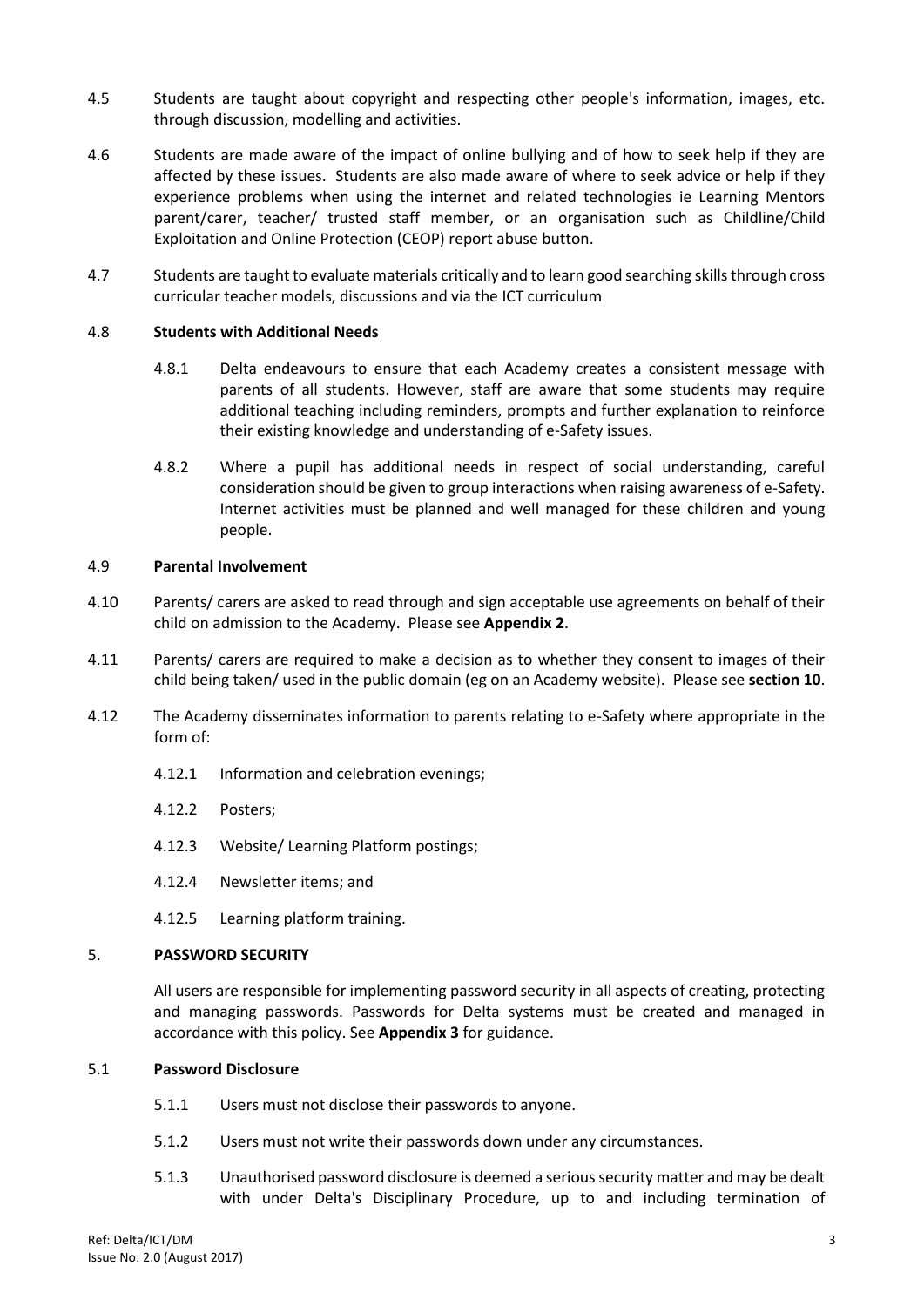4.5 Students are taught about copyright and respecting other people's information, images, etc. through discussion, modelling and activities.

4.6 Students are made aware of the impact of online bullying and of how to seek help if they are affected by these issues. Students are also made aware of where to seek advice or help if they experience problems when using the internet and related technologies ie Learning Mentors parent/carer, teacher/ trusted staff member, or an organisation such as Childline/Child Exploitation and Online Protection (CEOP) report abuse button.

4.7 Students are taught to evaluate materials critically and to learn good searching skills through cross curricular teacher models, discussions and via the ICT curriculum

4.8 **Students with Additional Needs**

4.8.1 Delta endeavours to ensure that each Academy creates a consistent message with parents of all students. However, staff are aware that some students may require additional teaching including reminders, prompts and further explanation to reinforce their existing knowledge and understanding of e-Safety issues.

4.8.2 Where a pupil has additional needs in respect of social understanding, careful consideration should be given to group interactions when raising awareness of e-Safety. Internet activities must be planned and well managed for these children and young people.

4.9 **Parental Involvement**

4.10 Parents/ carers are asked to read through and sign acceptable use agreements on behalf of their child on admission to the Academy. Please see **Appendix 2**.

4.11 Parents/ carers are required to make a decision as to whether they consent to images of their child being taken/ used in the public domain (eg on an Academy website). Please see **section 10**.

4.12 The Academy disseminates information to parents relating to e-Safety where appropriate in the form of:

4.12.1 Information and celebration evenings;

4.12.2 Posters;

4.12.3 Website/ Learning Platform postings;

4.12.4 Newsletter items; and

4.12.5 Learning platform training.

## 5. PASSWORD SECURITY

All users are responsible for implementing password security in all aspects of creating, protecting and managing passwords. Passwords for Delta systems must be created and managed in accordance with this policy. See **Appendix 3** for guidance.

5.1 **Password Disclosure**

5.1.1 Users must not disclose their passwords to anyone.

5.1.2 Users must not write their passwords down under any circumstances.

5.1.3 Unauthorised password disclosure is deemed a serious security matter and may be dealt with under Delta's Disciplinary Procedure, up to and including termination of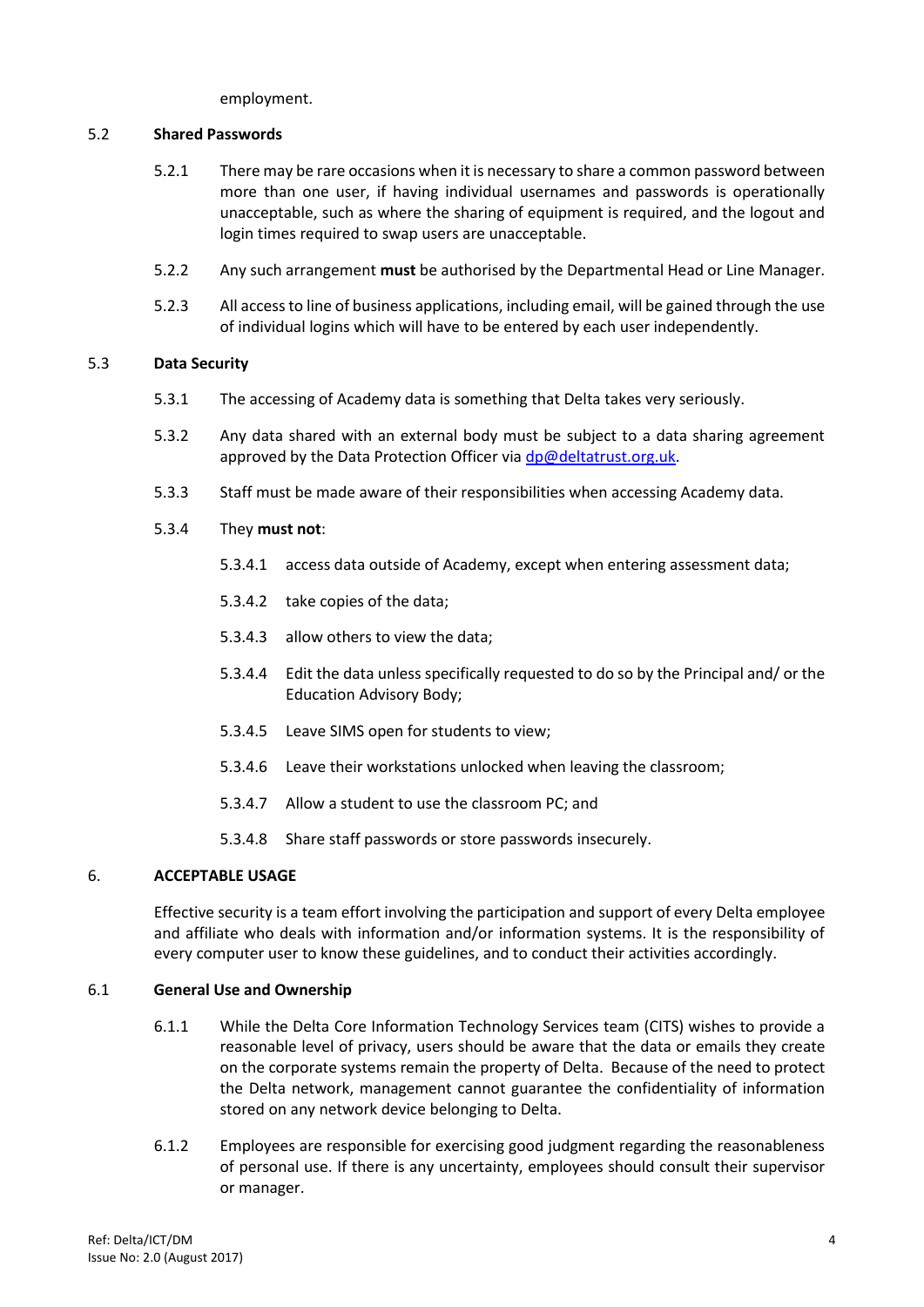employment.

### 5.2 Shared Passwords

5.2.1 There may be rare occasions when it is necessary to share a common password between more than one user, if having individual usernames and passwords is operationally unacceptable, such as where the sharing of equipment is required, and the logout and login times required to swap users are unacceptable.

5.2.2 Any such arrangement **must** be authorised by the Departmental Head or Line Manager.

5.2.3 All access to line of business applications, including email, will be gained through the use of individual logins which will have to be entered by each user independently.

### 5.3 Data Security

5.3.1 The accessing of Academy data is something that Delta takes very seriously.

5.3.2 Any data shared with an external body must be subject to a data sharing agreement approved by the Data Protection Officer via [dp@deltatrust.org.uk](mailto:dp@deltatrust.org.uk).

5.3.3 Staff must be made aware of their responsibilities when accessing Academy data.

5.3.4 They **must not**:

- 5.3.4.1 access data outside of Academy, except when entering assessment data;
- 5.3.4.2 take copies of the data;
- 5.3.4.3 allow others to view the data;
- 5.3.4.4 Edit the data unless specifically requested to do so by the Principal and/ or the Education Advisory Body;
- 5.3.4.5 Leave SIMS open for students to view;
- 5.3.4.6 Leave their workstations unlocked when leaving the classroom;
- 5.3.4.7 Allow a student to use the classroom PC; and
- 5.3.4.8 Share staff passwords or store passwords insecurely.

## 6. ACCEPTABLE USAGE

Effective security is a team effort involving the participation and support of every Delta employee and affiliate who deals with information and/or information systems. It is the responsibility of every computer user to know these guidelines, and to conduct their activities accordingly.

### 6.1 General Use and Ownership

6.1.1 While the Delta Core Information Technology Services team (CITS) wishes to provide a reasonable level of privacy, users should be aware that the data or emails they create on the corporate systems remain the property of Delta. Because of the need to protect the Delta network, management cannot guarantee the confidentiality of information stored on any network device belonging to Delta.

6.1.2 Employees are responsible for exercising good judgment regarding the reasonableness of personal use. If there is any uncertainty, employees should consult their supervisor or manager.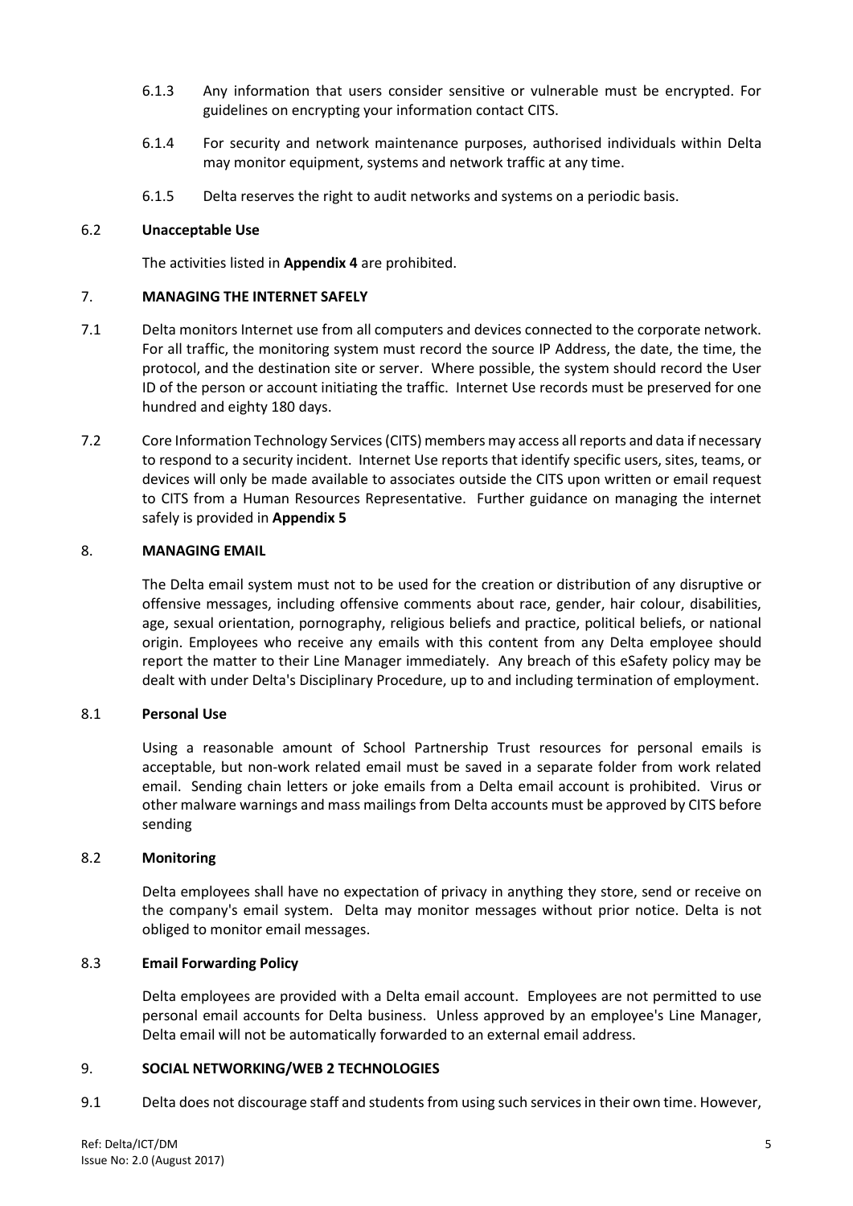6.1.3 Any information that users consider sensitive or vulnerable must be encrypted. For guidelines on encrypting your information contact CITS.

6.1.4 For security and network maintenance purposes, authorised individuals within Delta may monitor equipment, systems and network traffic at any time.

6.1.5 Delta reserves the right to audit networks and systems on a periodic basis.

### 6.2 Unacceptable Use

The activities listed in **Appendix 4** are prohibited.

## 7. MANAGING THE INTERNET SAFELY

7.1 Delta monitors Internet use from all computers and devices connected to the corporate network. For all traffic, the monitoring system must record the source IP Address, the date, the time, the protocol, and the destination site or server. Where possible, the system should record the User ID of the person or account initiating the traffic. Internet Use records must be preserved for one hundred and eighty 180 days.

7.2 Core Information Technology Services (CITS) members may access all reports and data if necessary to respond to a security incident. Internet Use reports that identify specific users, sites, teams, or devices will only be made available to associates outside the CITS upon written or email request to CITS from a Human Resources Representative. Further guidance on managing the internet safely is provided in **Appendix 5**

## 8. MANAGING EMAIL

The Delta email system must not to be used for the creation or distribution of any disruptive or offensive messages, including offensive comments about race, gender, hair colour, disabilities, age, sexual orientation, pornography, religious beliefs and practice, political beliefs, or national origin. Employees who receive any emails with this content from any Delta employee should report the matter to their Line Manager immediately. Any breach of this eSafety policy may be dealt with under Delta's Disciplinary Procedure, up to and including termination of employment.

### 8.1 Personal Use

Using a reasonable amount of School Partnership Trust resources for personal emails is acceptable, but non-work related email must be saved in a separate folder from work related email. Sending chain letters or joke emails from a Delta email account is prohibited. Virus or other malware warnings and mass mailings from Delta accounts must be approved by CITS before sending

### 8.2 Monitoring

Delta employees shall have no expectation of privacy in anything they store, send or receive on the company's email system. Delta may monitor messages without prior notice. Delta is not obliged to monitor email messages.

### 8.3 Email Forwarding Policy

Delta employees are provided with a Delta email account. Employees are not permitted to use personal email accounts for Delta business. Unless approved by an employee's Line Manager, Delta email will not be automatically forwarded to an external email address.

## 9. SOCIAL NETWORKING/WEB 2 TECHNOLOGIES

9.1 Delta does not discourage staff and students from using such services in their own time. However,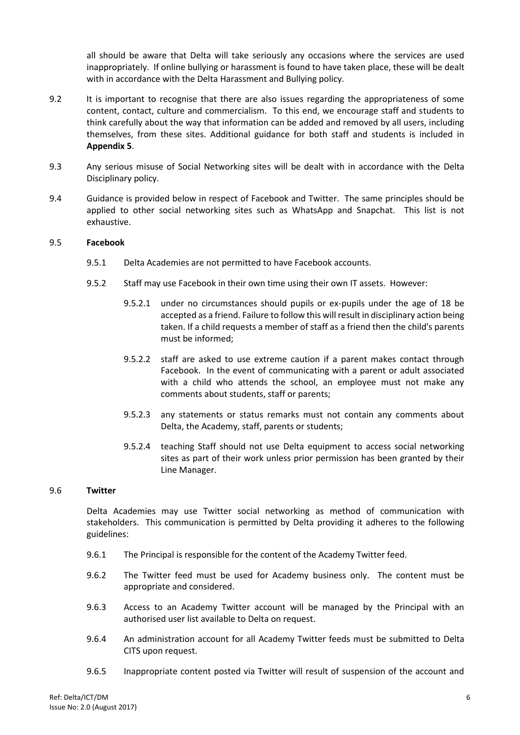all should be aware that Delta will take seriously any occasions where the services are used inappropriately. If online bullying or harassment is found to have taken place, these will be dealt with in accordance with the Delta Harassment and Bullying policy.

9.2 It is important to recognise that there are also issues regarding the appropriateness of some content, contact, culture and commercialism. To this end, we encourage staff and students to think carefully about the way that information can be added and removed by all users, including themselves, from these sites. Additional guidance for both staff and students is included in **Appendix 5**.

9.3 Any serious misuse of Social Networking sites will be dealt with in accordance with the Delta Disciplinary policy.

9.4 Guidance is provided below in respect of Facebook and Twitter. The same principles should be applied to other social networking sites such as WhatsApp and Snapchat. This list is not exhaustive.

9.5 **Facebook**

9.5.1 Delta Academies are not permitted to have Facebook accounts.

9.5.2 Staff may use Facebook in their own time using their own IT assets. However:

9.5.2.1 under no circumstances should pupils or ex-pupils under the age of 18 be accepted as a friend. Failure to follow this will result in disciplinary action being taken. If a child requests a member of staff as a friend then the child's parents must be informed;

9.5.2.2 staff are asked to use extreme caution if a parent makes contact through Facebook. In the event of communicating with a parent or adult associated with a child who attends the school, an employee must not make any comments about students, staff or parents;

9.5.2.3 any statements or status remarks must not contain any comments about Delta, the Academy, staff, parents or students;

9.5.2.4 teaching Staff should not use Delta equipment to access social networking sites as part of their work unless prior permission has been granted by their Line Manager.

9.6 **Twitter**

Delta Academies may use Twitter social networking as method of communication with stakeholders. This communication is permitted by Delta providing it adheres to the following guidelines:

9.6.1 The Principal is responsible for the content of the Academy Twitter feed.

9.6.2 The Twitter feed must be used for Academy business only. The content must be appropriate and considered.

9.6.3 Access to an Academy Twitter account will be managed by the Principal with an authorised user list available to Delta on request.

9.6.4 An administration account for all Academy Twitter feeds must be submitted to Delta CITS upon request.

9.6.5 Inappropriate content posted via Twitter will result of suspension of the account and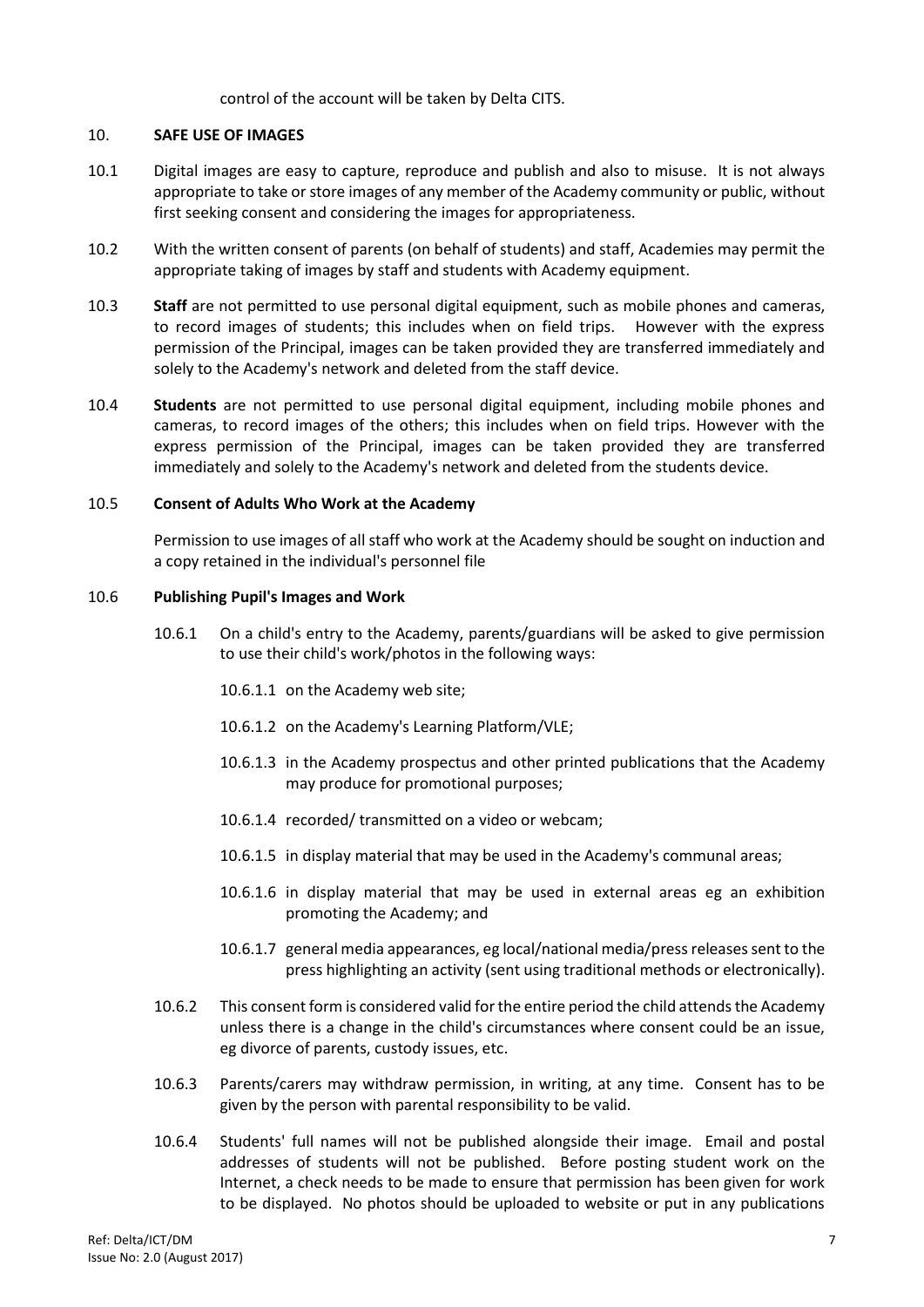control of the account will be taken by Delta CITS.

## 10. SAFE USE OF IMAGES

10.1 Digital images are easy to capture, reproduce and publish and also to misuse. It is not always appropriate to take or store images of any member of the Academy community or public, without first seeking consent and considering the images for appropriateness.

10.2 With the written consent of parents (on behalf of students) and staff, Academies may permit the appropriate taking of images by staff and students with Academy equipment.

10.3 **Staff** are not permitted to use personal digital equipment, such as mobile phones and cameras, to record images of students; this includes when on field trips. However with the express permission of the Principal, images can be taken provided they are transferred immediately and solely to the Academy's network and deleted from the staff device.

10.4 **Students** are not permitted to use personal digital equipment, including mobile phones and cameras, to record images of the others; this includes when on field trips. However with the express permission of the Principal, images can be taken provided they are transferred immediately and solely to the Academy's network and deleted from the students device.

### 10.5 Consent of Adults Who Work at the Academy

Permission to use images of all staff who work at the Academy should be sought on induction and a copy retained in the individual's personnel file

### 10.6 Publishing Pupil's Images and Work

10.6.1 On a child's entry to the Academy, parents/guardians will be asked to give permission to use their child's work/photos in the following ways:

10.6.1.1 on the Academy web site;

10.6.1.2 on the Academy's Learning Platform/VLE;

10.6.1.3 in the Academy prospectus and other printed publications that the Academy may produce for promotional purposes;

10.6.1.4 recorded/ transmitted on a video or webcam;

10.6.1.5 in display material that may be used in the Academy's communal areas;

10.6.1.6 in display material that may be used in external areas eg an exhibition promoting the Academy; and

10.6.1.7 general media appearances, eg local/national media/press releases sent to the press highlighting an activity (sent using traditional methods or electronically).

10.6.2 This consent form is considered valid for the entire period the child attends the Academy unless there is a change in the child's circumstances where consent could be an issue, eg divorce of parents, custody issues, etc.

10.6.3 Parents/carers may withdraw permission, in writing, at any time. Consent has to be given by the person with parental responsibility to be valid.

10.6.4 Students' full names will not be published alongside their image. Email and postal addresses of students will not be published. Before posting student work on the Internet, a check needs to be made to ensure that permission has been given for work to be displayed. No photos should be uploaded to website or put in any publications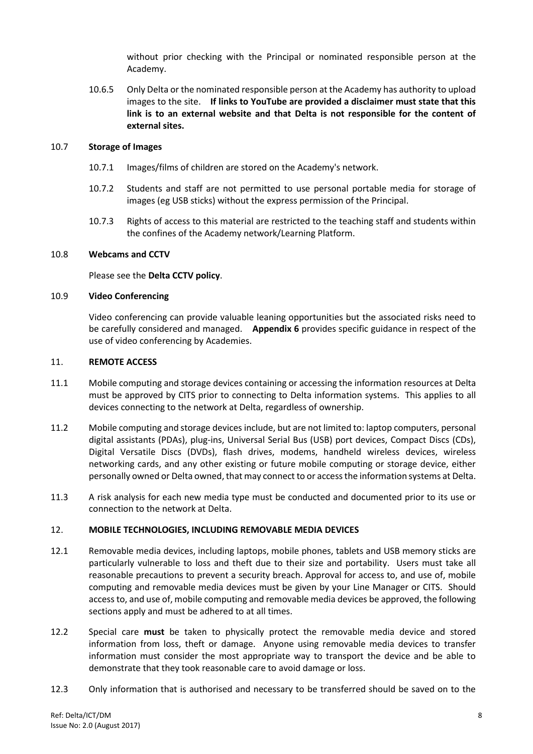without prior checking with the Principal or nominated responsible person at the Academy.

10.6.5 Only Delta or the nominated responsible person at the Academy has authority to upload images to the site. **If links to YouTube are provided a disclaimer must state that this link is to an external website and that Delta is not responsible for the content of external sites.**

### 10.7 Storage of Images

10.7.1 Images/films of children are stored on the Academy's network.

10.7.2 Students and staff are not permitted to use personal portable media for storage of images (eg USB sticks) without the express permission of the Principal.

10.7.3 Rights of access to this material are restricted to the teaching staff and students within the confines of the Academy network/Learning Platform.

### 10.8 Webcams and CCTV

Please see the **Delta CCTV policy**.

### 10.9 Video Conferencing

Video conferencing can provide valuable leaning opportunities but the associated risks need to be carefully considered and managed. **Appendix 6** provides specific guidance in respect of the use of video conferencing by Academies.

## 11. REMOTE ACCESS

11.1 Mobile computing and storage devices containing or accessing the information resources at Delta must be approved by CITS prior to connecting to Delta information systems. This applies to all devices connecting to the network at Delta, regardless of ownership.

11.2 Mobile computing and storage devices include, but are not limited to: laptop computers, personal digital assistants (PDAs), plug-ins, Universal Serial Bus (USB) port devices, Compact Discs (CDs), Digital Versatile Discs (DVDs), flash drives, modems, handheld wireless devices, wireless networking cards, and any other existing or future mobile computing or storage device, either personally owned or Delta owned, that may connect to or access the information systems at Delta.

11.3 A risk analysis for each new media type must be conducted and documented prior to its use or connection to the network at Delta.

## 12. MOBILE TECHNOLOGIES, INCLUDING REMOVABLE MEDIA DEVICES

12.1 Removable media devices, including laptops, mobile phones, tablets and USB memory sticks are particularly vulnerable to loss and theft due to their size and portability. Users must take all reasonable precautions to prevent a security breach. Approval for access to, and use of, mobile computing and removable media devices must be given by your Line Manager or CITS. Should access to, and use of, mobile computing and removable media devices be approved, the following sections apply and must be adhered to at all times.

12.2 Special care **must** be taken to physically protect the removable media device and stored information from loss, theft or damage. Anyone using removable media devices to transfer information must consider the most appropriate way to transport the device and be able to demonstrate that they took reasonable care to avoid damage or loss.

12.3 Only information that is authorised and necessary to be transferred should be saved on to the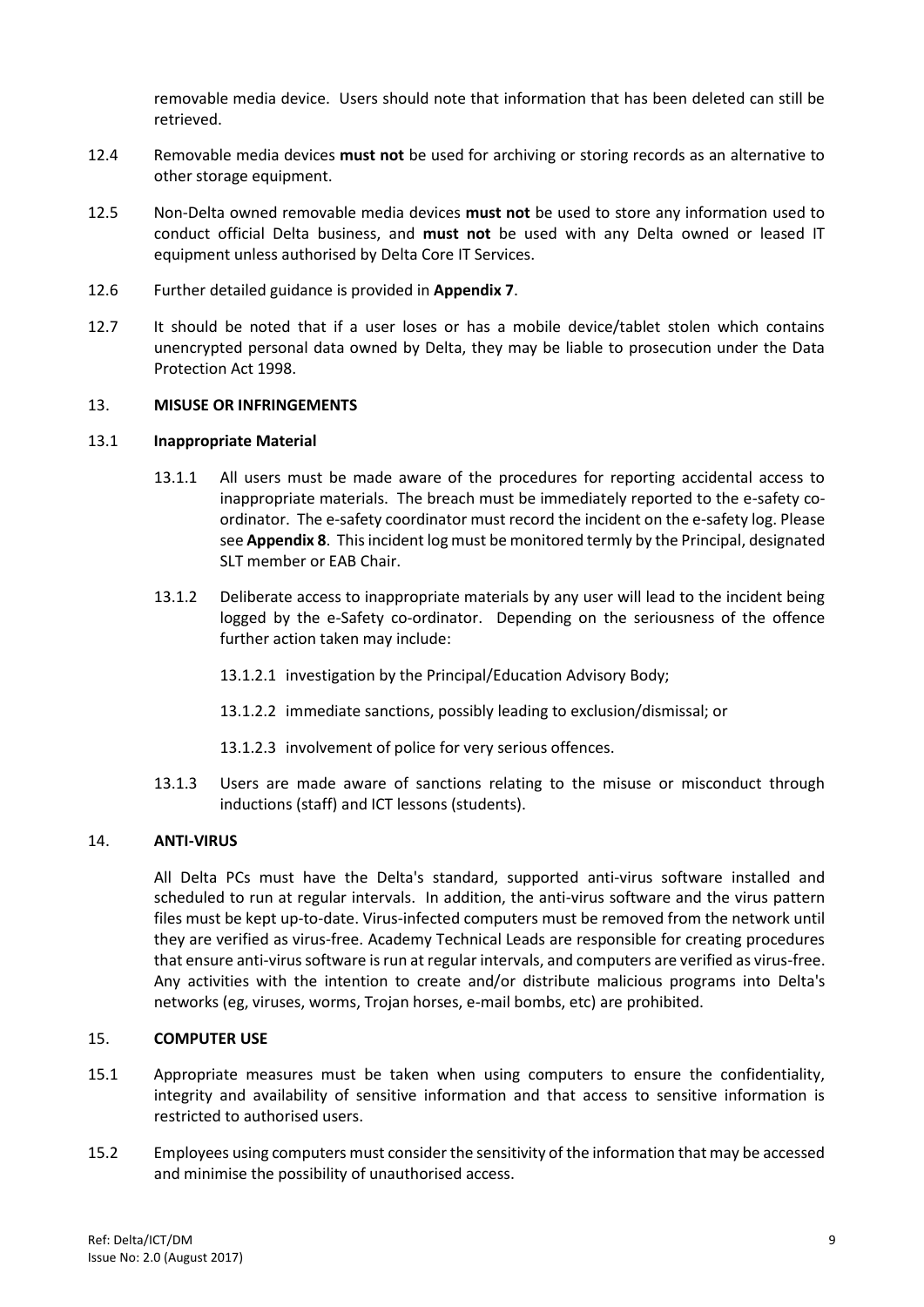removable media device. Users should note that information that has been deleted can still be retrieved.

12.4 Removable media devices **must not** be used for archiving or storing records as an alternative to other storage equipment.

12.5 Non-Delta owned removable media devices **must not** be used to store any information used to conduct official Delta business, and **must not** be used with any Delta owned or leased IT equipment unless authorised by Delta Core IT Services.

12.6 Further detailed guidance is provided in **Appendix 7**.

12.7 It should be noted that if a user loses or has a mobile device/tablet stolen which contains unencrypted personal data owned by Delta, they may be liable to prosecution under the Data Protection Act 1998.

## 13. MISUSE OR INFRINGEMENTS

### 13.1 Inappropriate Material

13.1.1 All users must be made aware of the procedures for reporting accidental access to inappropriate materials. The breach must be immediately reported to the e-safety co-ordinator. The e-safety coordinator must record the incident on the e-safety log. Please see **Appendix 8**. This incident log must be monitored termly by the Principal, designated SLT member or EAB Chair.

13.1.2 Deliberate access to inappropriate materials by any user will lead to the incident being logged by the e-Safety co-ordinator. Depending on the seriousness of the offence further action taken may include:

13.1.2.1 investigation by the Principal/Education Advisory Body;

13.1.2.2 immediate sanctions, possibly leading to exclusion/dismissal; or

13.1.2.3 involvement of police for very serious offences.

13.1.3 Users are made aware of sanctions relating to the misuse or misconduct through inductions (staff) and ICT lessons (students).

## 14. ANTI-VIRUS

All Delta PCs must have the Delta's standard, supported anti-virus software installed and scheduled to run at regular intervals. In addition, the anti-virus software and the virus pattern files must be kept up-to-date. Virus-infected computers must be removed from the network until they are verified as virus-free. Academy Technical Leads are responsible for creating procedures that ensure anti-virus software is run at regular intervals, and computers are verified as virus-free. Any activities with the intention to create and/or distribute malicious programs into Delta's networks (eg, viruses, worms, Trojan horses, e-mail bombs, etc) are prohibited.

## 15. COMPUTER USE

15.1 Appropriate measures must be taken when using computers to ensure the confidentiality, integrity and availability of sensitive information and that access to sensitive information is restricted to authorised users.

15.2 Employees using computers must consider the sensitivity of the information that may be accessed and minimise the possibility of unauthorised access.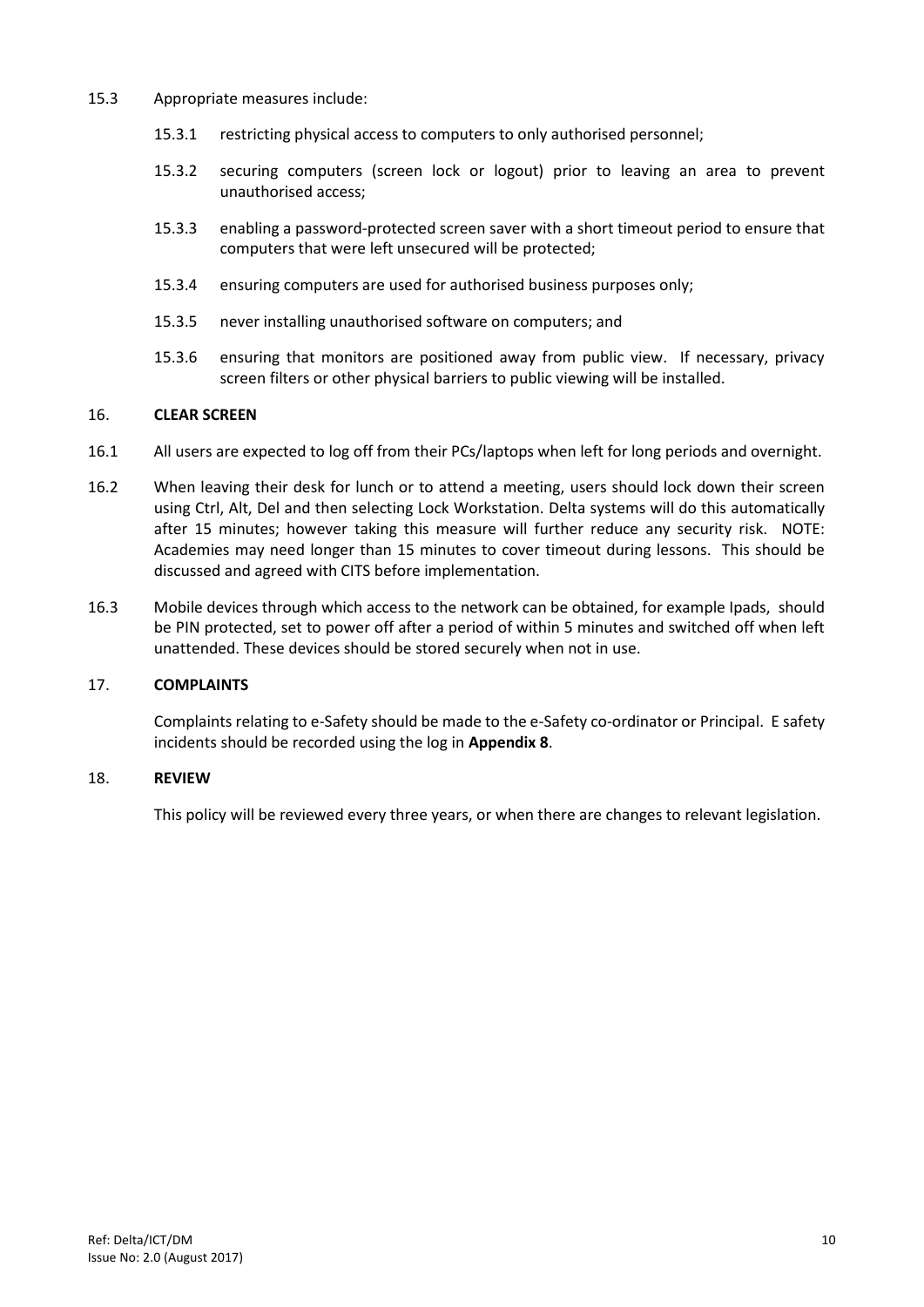15.3 Appropriate measures include:

- 15.3.1 restricting physical access to computers to only authorised personnel;
- 15.3.2 securing computers (screen lock or logout) prior to leaving an area to prevent unauthorised access;
- 15.3.3 enabling a password-protected screen saver with a short timeout period to ensure that computers that were left unsecured will be protected;
- 15.3.4 ensuring computers are used for authorised business purposes only;
- 15.3.5 never installing unauthorised software on computers; and
- 15.3.6 ensuring that monitors are positioned away from public view. If necessary, privacy screen filters or other physical barriers to public viewing will be installed.

## 16. CLEAR SCREEN

16.1 All users are expected to log off from their PCs/laptops when left for long periods and overnight.

16.2 When leaving their desk for lunch or to attend a meeting, users should lock down their screen using Ctrl, Alt, Del and then selecting Lock Workstation. Delta systems will do this automatically after 15 minutes; however taking this measure will further reduce any security risk. NOTE: Academies may need longer than 15 minutes to cover timeout during lessons. This should be discussed and agreed with CITS before implementation.

16.3 Mobile devices through which access to the network can be obtained, for example Ipads, should be PIN protected, set to power off after a period of within 5 minutes and switched off when left unattended. These devices should be stored securely when not in use.

## 17. COMPLAINTS

Complaints relating to e-Safety should be made to the e-Safety co-ordinator or Principal. E safety incidents should be recorded using the log in **Appendix 8**.

## 18. REVIEW

This policy will be reviewed every three years, or when there are changes to relevant legislation.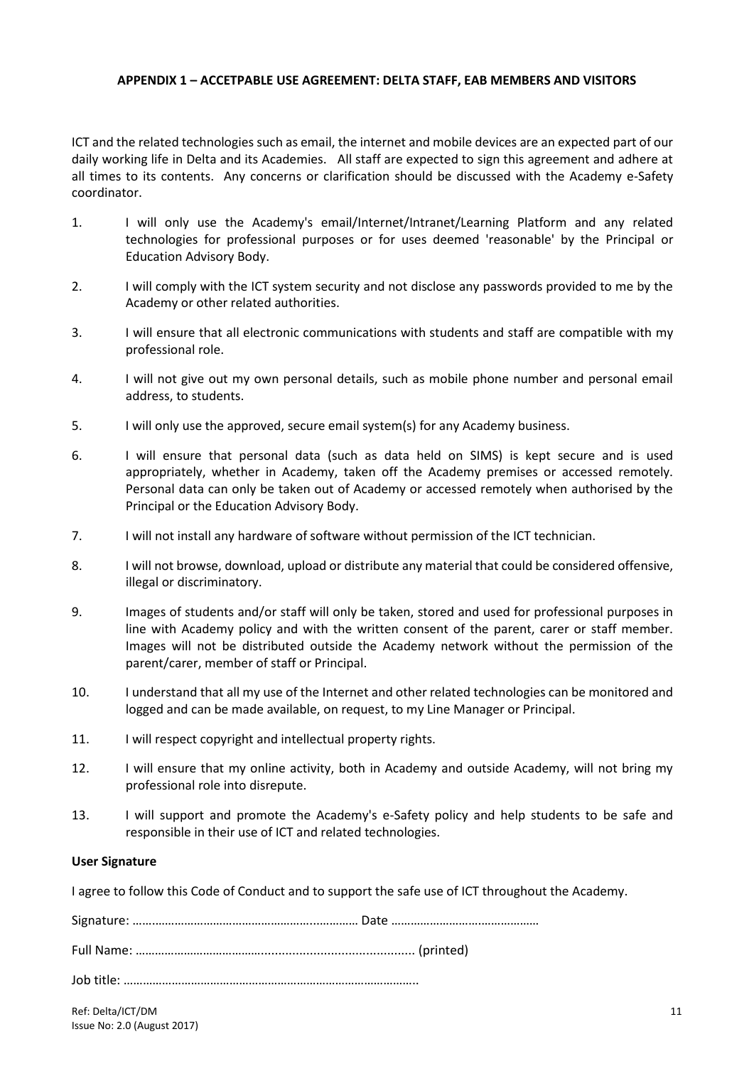## APPENDIX 1 – ACCETPABLE USE AGREEMENT: DELTA STAFF, EAB MEMBERS AND VISITORS

ICT and the related technologies such as email, the internet and mobile devices are an expected part of our daily working life in Delta and its Academies. All staff are expected to sign this agreement and adhere at all times to its contents. Any concerns or clarification should be discussed with the Academy e-Safety coordinator.

1. I will only use the Academy's email/Internet/Intranet/Learning Platform and any related technologies for professional purposes or for uses deemed 'reasonable' by the Principal or Education Advisory Body.
2. I will comply with the ICT system security and not disclose any passwords provided to me by the Academy or other related authorities.
3. I will ensure that all electronic communications with students and staff are compatible with my professional role.
4. I will not give out my own personal details, such as mobile phone number and personal email address, to students.
5. I will only use the approved, secure email system(s) for any Academy business.
6. I will ensure that personal data (such as data held on SIMS) is kept secure and is used appropriately, whether in Academy, taken off the Academy premises or accessed remotely. Personal data can only be taken out of Academy or accessed remotely when authorised by the Principal or the Education Advisory Body.
7. I will not install any hardware of software without permission of the ICT technician.
8. I will not browse, download, upload or distribute any material that could be considered offensive, illegal or discriminatory.
9. Images of students and/or staff will only be taken, stored and used for professional purposes in line with Academy policy and with the written consent of the parent, carer or staff member. Images will not be distributed outside the Academy network without the permission of the parent/carer, member of staff or Principal.
10. I understand that all my use of the Internet and other related technologies can be monitored and logged and can be made available, on request, to my Line Manager or Principal.
11. I will respect copyright and intellectual property rights.
12. I will ensure that my online activity, both in Academy and outside Academy, will not bring my professional role into disrepute.
13. I will support and promote the Academy's e-Safety policy and help students to be safe and responsible in their use of ICT and related technologies.

**User Signature**

I agree to follow this Code of Conduct and to support the safe use of ICT throughout the Academy.

Signature: ……………………………………………….………… Date ………………………………………

Full Name: ……………………………….......................................... (printed)

Job title: ……………………………………………………………………………..

Ref: Delta/ICT/DM
Issue No: 2.0 (August 2017)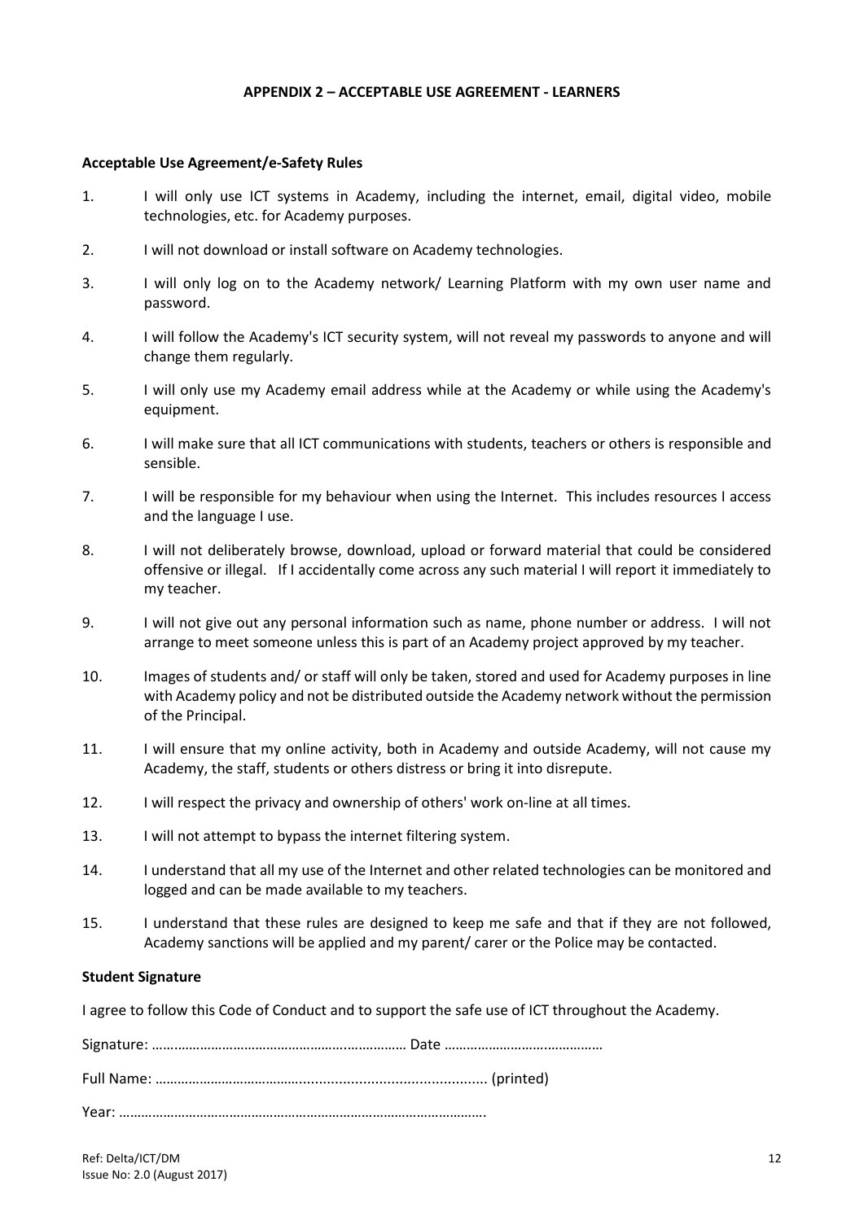## APPENDIX 2 – ACCEPTABLE USE AGREEMENT - LEARNERS

**Acceptable Use Agreement/e-Safety Rules**

1. I will only use ICT systems in Academy, including the internet, email, digital video, mobile technologies, etc. for Academy purposes.
2. I will not download or install software on Academy technologies.
3. I will only log on to the Academy network/ Learning Platform with my own user name and password.
4. I will follow the Academy's ICT security system, will not reveal my passwords to anyone and will change them regularly.
5. I will only use my Academy email address while at the Academy or while using the Academy's equipment.
6. I will make sure that all ICT communications with students, teachers or others is responsible and sensible.
7. I will be responsible for my behaviour when using the Internet. This includes resources I access and the language I use.
8. I will not deliberately browse, download, upload or forward material that could be considered offensive or illegal. If I accidentally come across any such material I will report it immediately to my teacher.
9. I will not give out any personal information such as name, phone number or address. I will not arrange to meet someone unless this is part of an Academy project approved by my teacher.
10. Images of students and/ or staff will only be taken, stored and used for Academy purposes in line with Academy policy and not be distributed outside the Academy network without the permission of the Principal.
11. I will ensure that my online activity, both in Academy and outside Academy, will not cause my Academy, the staff, students or others distress or bring it into disrepute.
12. I will respect the privacy and ownership of others' work on-line at all times.
13. I will not attempt to bypass the internet filtering system.
14. I understand that all my use of the Internet and other related technologies can be monitored and logged and can be made available to my teachers.
15. I understand that these rules are designed to keep me safe and that if they are not followed, Academy sanctions will be applied and my parent/ carer or the Police may be contacted.

**Student Signature**

I agree to follow this Code of Conduct and to support the safe use of ICT throughout the Academy.

Signature: ………………………………………………………… Date ……………………………………

Full Name: ……………………………………........................................ (printed)

Year: ……………………………………………………………………………………….

Ref: Delta/ICT/DM
Issue No: 2.0 (August 2017)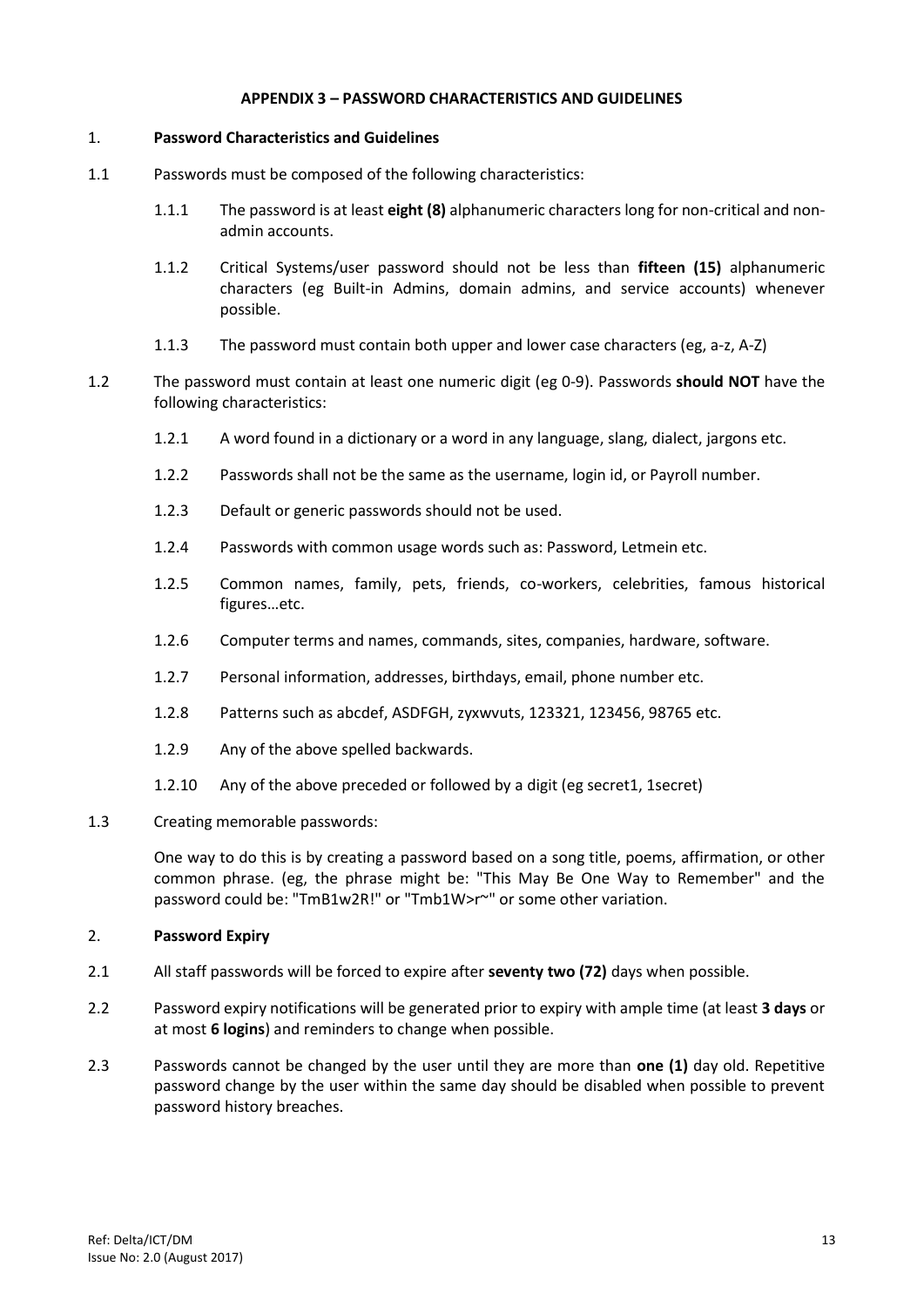## APPENDIX 3 – PASSWORD CHARACTERISTICS AND GUIDELINES

### 1. Password Characteristics and Guidelines

1.1 Passwords must be composed of the following characteristics:

- 1.1.1 The password is at least **eight (8)** alphanumeric characters long for non-critical and non-admin accounts.
- 1.1.2 Critical Systems/user password should not be less than **fifteen (15)** alphanumeric characters (eg Built-in Admins, domain admins, and service accounts) whenever possible.
- 1.1.3 The password must contain both upper and lower case characters (eg, a-z, A-Z)

1.2 The password must contain at least one numeric digit (eg 0-9). Passwords **should NOT** have the following characteristics:

- 1.2.1 A word found in a dictionary or a word in any language, slang, dialect, jargons etc.
- 1.2.2 Passwords shall not be the same as the username, login id, or Payroll number.
- 1.2.3 Default or generic passwords should not be used.
- 1.2.4 Passwords with common usage words such as: Password, Letmein etc.
- 1.2.5 Common names, family, pets, friends, co-workers, celebrities, famous historical figures…etc.
- 1.2.6 Computer terms and names, commands, sites, companies, hardware, software.
- 1.2.7 Personal information, addresses, birthdays, email, phone number etc.
- 1.2.8 Patterns such as abcdef, ASDFGH, zyxwvuts, 123321, 123456, 98765 etc.
- 1.2.9 Any of the above spelled backwards.
- 1.2.10 Any of the above preceded or followed by a digit (eg secret1, 1secret)

1.3 Creating memorable passwords:

One way to do this is by creating a password based on a song title, poems, affirmation, or other common phrase. (eg, the phrase might be: "This May Be One Way to Remember" and the password could be: "TmB1w2R!" or "Tmb1W>r~" or some other variation.

### 2. Password Expiry

2.1 All staff passwords will be forced to expire after **seventy two (72)** days when possible.

2.2 Password expiry notifications will be generated prior to expiry with ample time (at least **3 days** or at most **6 logins**) and reminders to change when possible.

2.3 Passwords cannot be changed by the user until they are more than **one (1)** day old. Repetitive password change by the user within the same day should be disabled when possible to prevent password history breaches.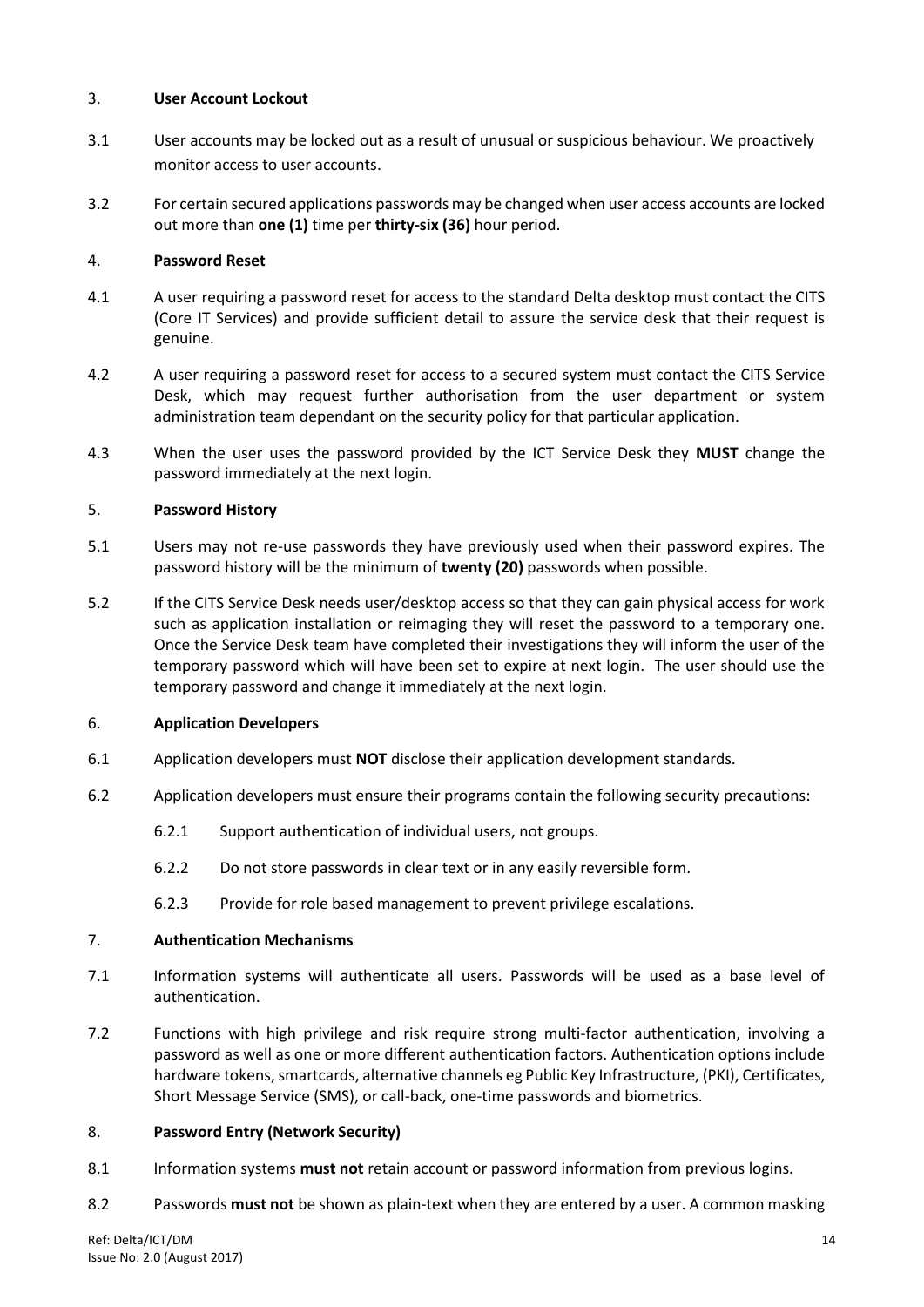## 3. User Account Lockout

3.1 User accounts may be locked out as a result of unusual or suspicious behaviour. We proactively monitor access to user accounts.

3.2 For certain secured applications passwords may be changed when user access accounts are locked out more than **one (1)** time per **thirty-six (36)** hour period.

## 4. Password Reset

4.1 A user requiring a password reset for access to the standard Delta desktop must contact the CITS (Core IT Services) and provide sufficient detail to assure the service desk that their request is genuine.

4.2 A user requiring a password reset for access to a secured system must contact the CITS Service Desk, which may request further authorisation from the user department or system administration team dependant on the security policy for that particular application.

4.3 When the user uses the password provided by the ICT Service Desk they **MUST** change the password immediately at the next login.

## 5. Password History

5.1 Users may not re-use passwords they have previously used when their password expires. The password history will be the minimum of **twenty (20)** passwords when possible.

5.2 If the CITS Service Desk needs user/desktop access so that they can gain physical access for work such as application installation or reimaging they will reset the password to a temporary one. Once the Service Desk team have completed their investigations they will inform the user of the temporary password which will have been set to expire at next login. The user should use the temporary password and change it immediately at the next login.

## 6. Application Developers

6.1 Application developers must **NOT** disclose their application development standards.

6.2 Application developers must ensure their programs contain the following security precautions:

6.2.1 Support authentication of individual users, not groups.

6.2.2 Do not store passwords in clear text or in any easily reversible form.

6.2.3 Provide for role based management to prevent privilege escalations.

## 7. Authentication Mechanisms

7.1 Information systems will authenticate all users. Passwords will be used as a base level of authentication.

7.2 Functions with high privilege and risk require strong multi-factor authentication, involving a password as well as one or more different authentication factors. Authentication options include hardware tokens, smartcards, alternative channels eg Public Key Infrastructure, (PKI), Certificates, Short Message Service (SMS), or call-back, one-time passwords and biometrics.

## 8. Password Entry (Network Security)

8.1 Information systems **must not** retain account or password information from previous logins.

8.2 Passwords **must not** be shown as plain-text when they are entered by a user. A common masking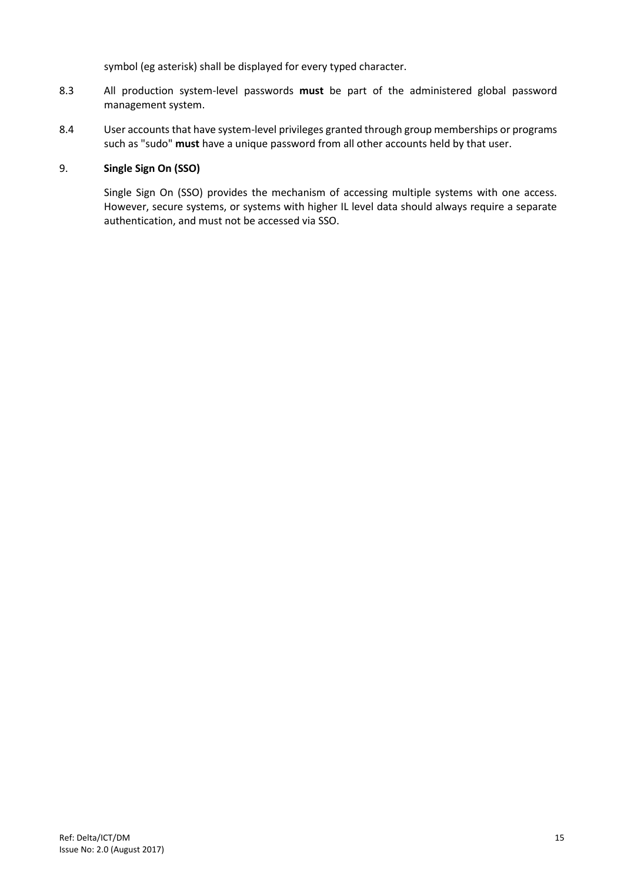symbol (eg asterisk) shall be displayed for every typed character.

8.3 All production system-level passwords **must** be part of the administered global password management system.

8.4 User accounts that have system-level privileges granted through group memberships or programs such as "sudo" **must** have a unique password from all other accounts held by that user.

## 9. Single Sign On (SSO)

Single Sign On (SSO) provides the mechanism of accessing multiple systems with one access. However, secure systems, or systems with higher IL level data should always require a separate authentication, and must not be accessed via SSO.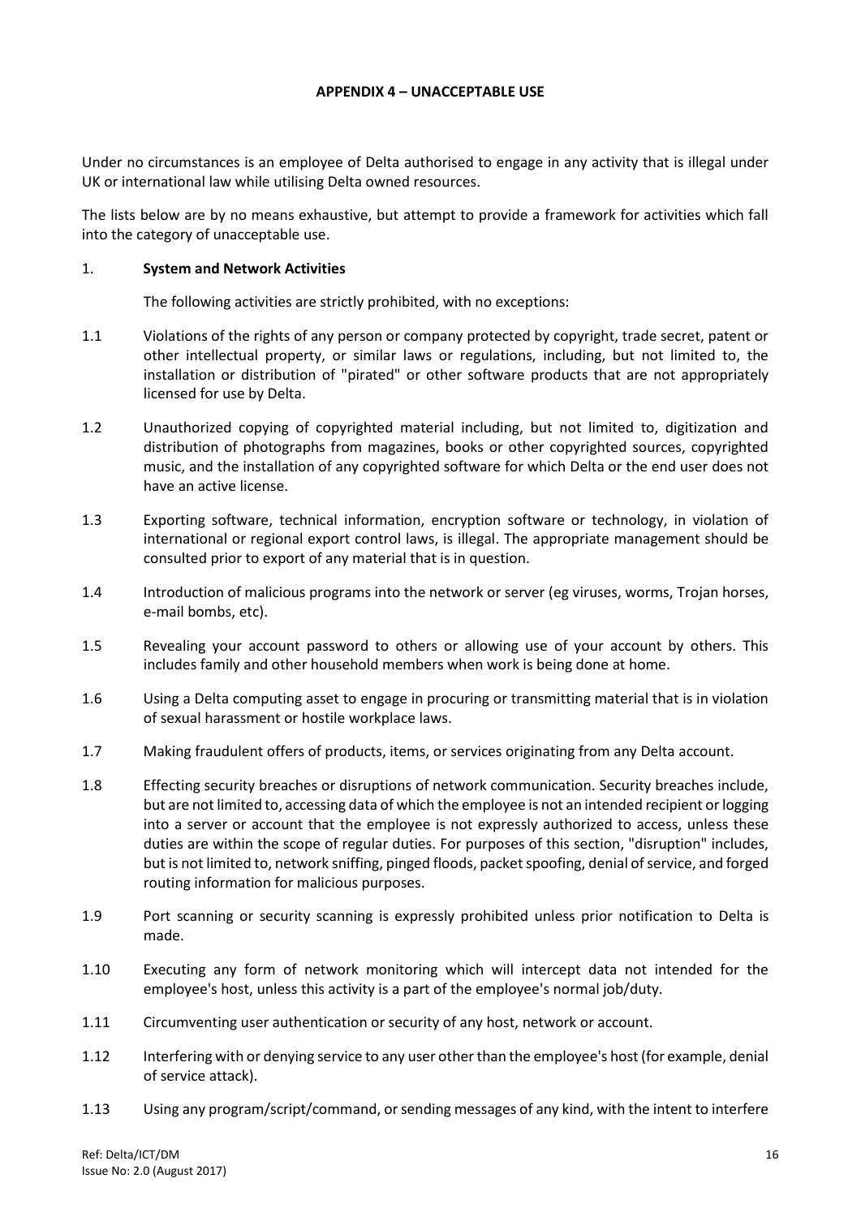## APPENDIX 4 – UNACCEPTABLE USE

Under no circumstances is an employee of Delta authorised to engage in any activity that is illegal under UK or international law while utilising Delta owned resources.

The lists below are by no means exhaustive, but attempt to provide a framework for activities which fall into the category of unacceptable use.

### 1. System and Network Activities

The following activities are strictly prohibited, with no exceptions:

1.1 Violations of the rights of any person or company protected by copyright, trade secret, patent or other intellectual property, or similar laws or regulations, including, but not limited to, the installation or distribution of "pirated" or other software products that are not appropriately licensed for use by Delta.

1.2 Unauthorized copying of copyrighted material including, but not limited to, digitization and distribution of photographs from magazines, books or other copyrighted sources, copyrighted music, and the installation of any copyrighted software for which Delta or the end user does not have an active license.

1.3 Exporting software, technical information, encryption software or technology, in violation of international or regional export control laws, is illegal. The appropriate management should be consulted prior to export of any material that is in question.

1.4 Introduction of malicious programs into the network or server (eg viruses, worms, Trojan horses, e-mail bombs, etc).

1.5 Revealing your account password to others or allowing use of your account by others. This includes family and other household members when work is being done at home.

1.6 Using a Delta computing asset to engage in procuring or transmitting material that is in violation of sexual harassment or hostile workplace laws.

1.7 Making fraudulent offers of products, items, or services originating from any Delta account.

1.8 Effecting security breaches or disruptions of network communication. Security breaches include, but are not limited to, accessing data of which the employee is not an intended recipient or logging into a server or account that the employee is not expressly authorized to access, unless these duties are within the scope of regular duties. For purposes of this section, "disruption" includes, but is not limited to, network sniffing, pinged floods, packet spoofing, denial of service, and forged routing information for malicious purposes.

1.9 Port scanning or security scanning is expressly prohibited unless prior notification to Delta is made.

1.10 Executing any form of network monitoring which will intercept data not intended for the employee's host, unless this activity is a part of the employee's normal job/duty.

1.11 Circumventing user authentication or security of any host, network or account.

1.12 Interfering with or denying service to any user other than the employee's host (for example, denial of service attack).

1.13 Using any program/script/command, or sending messages of any kind, with the intent to interfere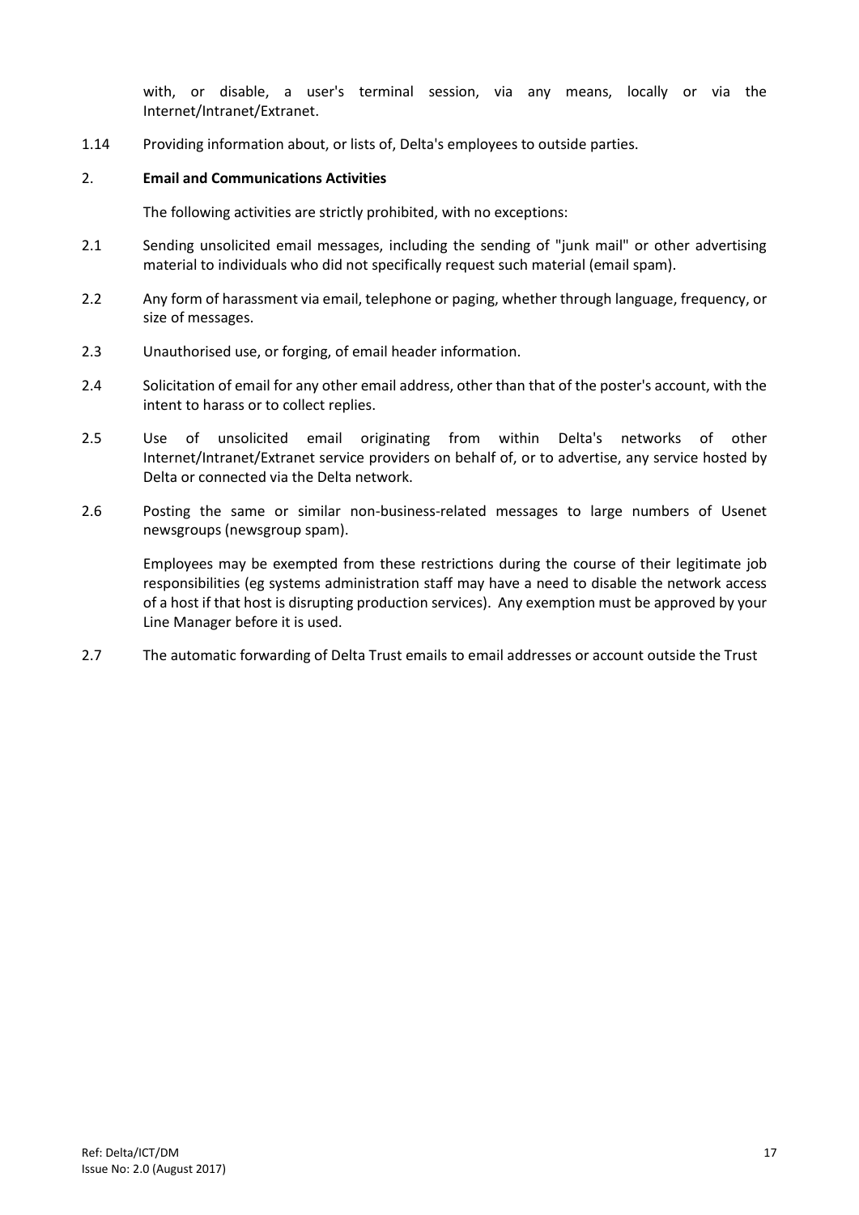with, or disable, a user's terminal session, via any means, locally or via the Internet/Intranet/Extranet.

1.14 Providing information about, or lists of, Delta's employees to outside parties.

## 2. **Email and Communications Activities**

The following activities are strictly prohibited, with no exceptions:

2.1 Sending unsolicited email messages, including the sending of "junk mail" or other advertising material to individuals who did not specifically request such material (email spam).

2.2 Any form of harassment via email, telephone or paging, whether through language, frequency, or size of messages.

2.3 Unauthorised use, or forging, of email header information.

2.4 Solicitation of email for any other email address, other than that of the poster's account, with the intent to harass or to collect replies.

2.5 Use of unsolicited email originating from within Delta's networks of other Internet/Intranet/Extranet service providers on behalf of, or to advertise, any service hosted by Delta or connected via the Delta network.

2.6 Posting the same or similar non-business-related messages to large numbers of Usenet newsgroups (newsgroup spam).

Employees may be exempted from these restrictions during the course of their legitimate job responsibilities (eg systems administration staff may have a need to disable the network access of a host if that host is disrupting production services). Any exemption must be approved by your Line Manager before it is used.

2.7 The automatic forwarding of Delta Trust emails to email addresses or account outside the Trust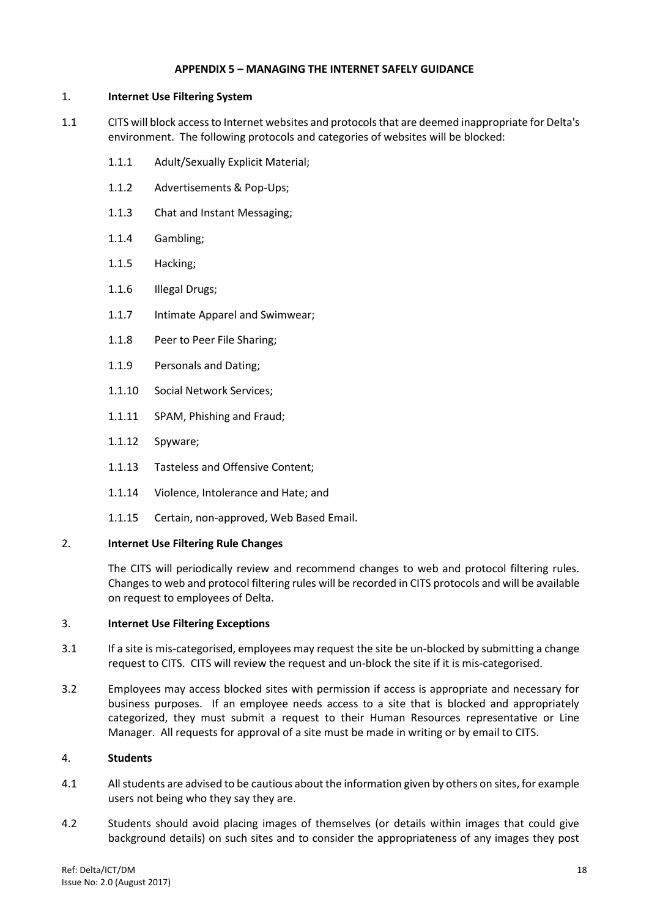# APPENDIX 5 – MANAGING THE INTERNET SAFELY GUIDANCE

## 1. Internet Use Filtering System

1.1 CITS will block access to Internet websites and protocols that are deemed inappropriate for Delta's environment. The following protocols and categories of websites will be blocked:

- 1.1.1 Adult/Sexually Explicit Material;
- 1.1.2 Advertisements & Pop-Ups;
- 1.1.3 Chat and Instant Messaging;
- 1.1.4 Gambling;
- 1.1.5 Hacking;
- 1.1.6 Illegal Drugs;
- 1.1.7 Intimate Apparel and Swimwear;
- 1.1.8 Peer to Peer File Sharing;
- 1.1.9 Personals and Dating;
- 1.1.10 Social Network Services;
- 1.1.11 SPAM, Phishing and Fraud;
- 1.1.12 Spyware;
- 1.1.13 Tasteless and Offensive Content;
- 1.1.14 Violence, Intolerance and Hate; and
- 1.1.15 Certain, non-approved, Web Based Email.

## 2. Internet Use Filtering Rule Changes

The CITS will periodically review and recommend changes to web and protocol filtering rules. Changes to web and protocol filtering rules will be recorded in CITS protocols and will be available on request to employees of Delta.

## 3. Internet Use Filtering Exceptions

3.1 If a site is mis-categorised, employees may request the site be un-blocked by submitting a change request to CITS. CITS will review the request and un-block the site if it is mis-categorised.

3.2 Employees may access blocked sites with permission if access is appropriate and necessary for business purposes. If an employee needs access to a site that is blocked and appropriately categorized, they must submit a request to their Human Resources representative or Line Manager. All requests for approval of a site must be made in writing or by email to CITS.

## 4. Students

4.1 All students are advised to be cautious about the information given by others on sites, for example users not being who they say they are.

4.2 Students should avoid placing images of themselves (or details within images that could give background details) on such sites and to consider the appropriateness of any images they post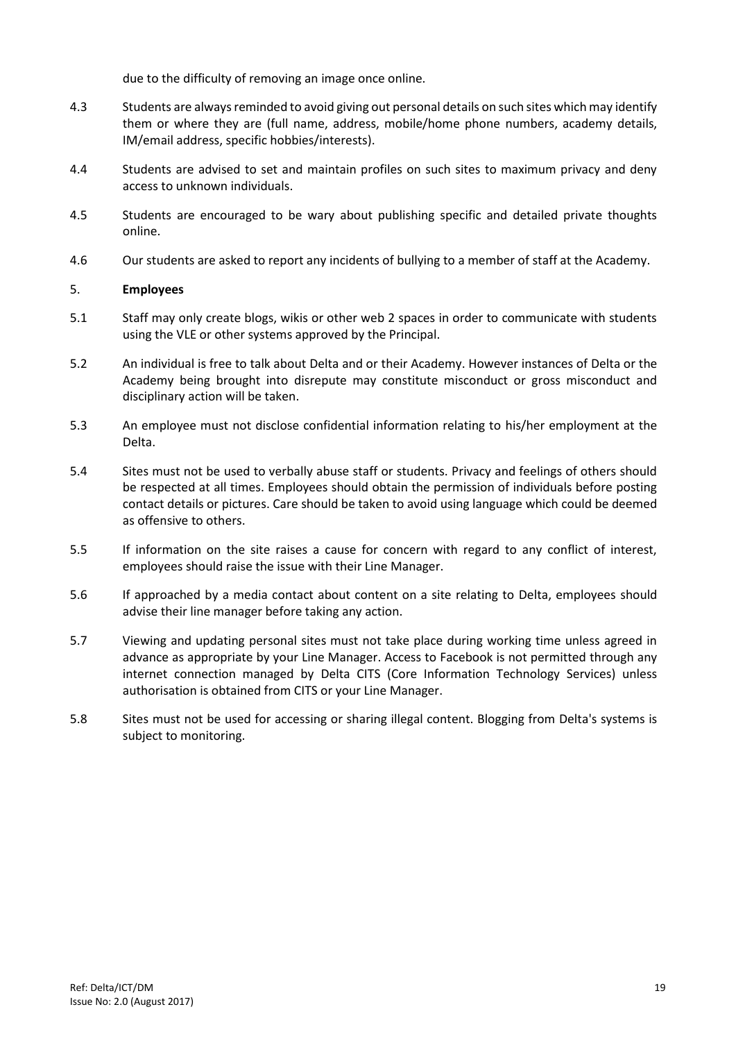due to the difficulty of removing an image once online.

4.3 Students are always reminded to avoid giving out personal details on such sites which may identify them or where they are (full name, address, mobile/home phone numbers, academy details, IM/email address, specific hobbies/interests).

4.4 Students are advised to set and maintain profiles on such sites to maximum privacy and deny access to unknown individuals.

4.5 Students are encouraged to be wary about publishing specific and detailed private thoughts online.

4.6 Our students are asked to report any incidents of bullying to a member of staff at the Academy.

## 5. **Employees**

5.1 Staff may only create blogs, wikis or other web 2 spaces in order to communicate with students using the VLE or other systems approved by the Principal.

5.2 An individual is free to talk about Delta and or their Academy. However instances of Delta or the Academy being brought into disrepute may constitute misconduct or gross misconduct and disciplinary action will be taken.

5.3 An employee must not disclose confidential information relating to his/her employment at the Delta.

5.4 Sites must not be used to verbally abuse staff or students. Privacy and feelings of others should be respected at all times. Employees should obtain the permission of individuals before posting contact details or pictures. Care should be taken to avoid using language which could be deemed as offensive to others.

5.5 If information on the site raises a cause for concern with regard to any conflict of interest, employees should raise the issue with their Line Manager.

5.6 If approached by a media contact about content on a site relating to Delta, employees should advise their line manager before taking any action.

5.7 Viewing and updating personal sites must not take place during working time unless agreed in advance as appropriate by your Line Manager. Access to Facebook is not permitted through any internet connection managed by Delta CITS (Core Information Technology Services) unless authorisation is obtained from CITS or your Line Manager.

5.8 Sites must not be used for accessing or sharing illegal content. Blogging from Delta's systems is subject to monitoring.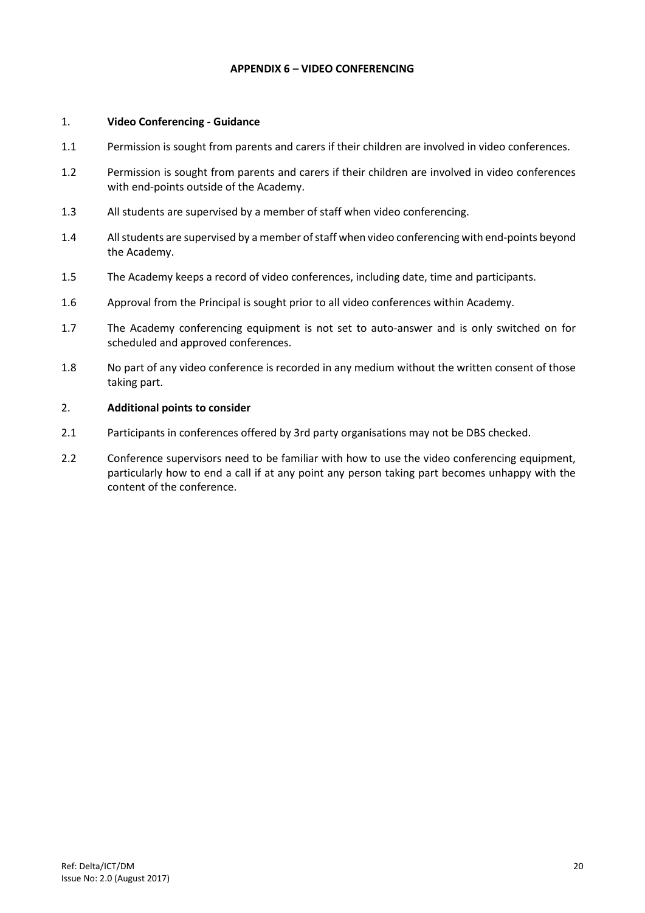## APPENDIX 6 – VIDEO CONFERENCING

### 1. Video Conferencing - Guidance

1.1 Permission is sought from parents and carers if their children are involved in video conferences.

1.2 Permission is sought from parents and carers if their children are involved in video conferences with end-points outside of the Academy.

1.3 All students are supervised by a member of staff when video conferencing.

1.4 All students are supervised by a member of staff when video conferencing with end-points beyond the Academy.

1.5 The Academy keeps a record of video conferences, including date, time and participants.

1.6 Approval from the Principal is sought prior to all video conferences within Academy.

1.7 The Academy conferencing equipment is not set to auto-answer and is only switched on for scheduled and approved conferences.

1.8 No part of any video conference is recorded in any medium without the written consent of those taking part.

### 2. Additional points to consider

2.1 Participants in conferences offered by 3rd party organisations may not be DBS checked.

2.2 Conference supervisors need to be familiar with how to use the video conferencing equipment, particularly how to end a call if at any point any person taking part becomes unhappy with the content of the conference.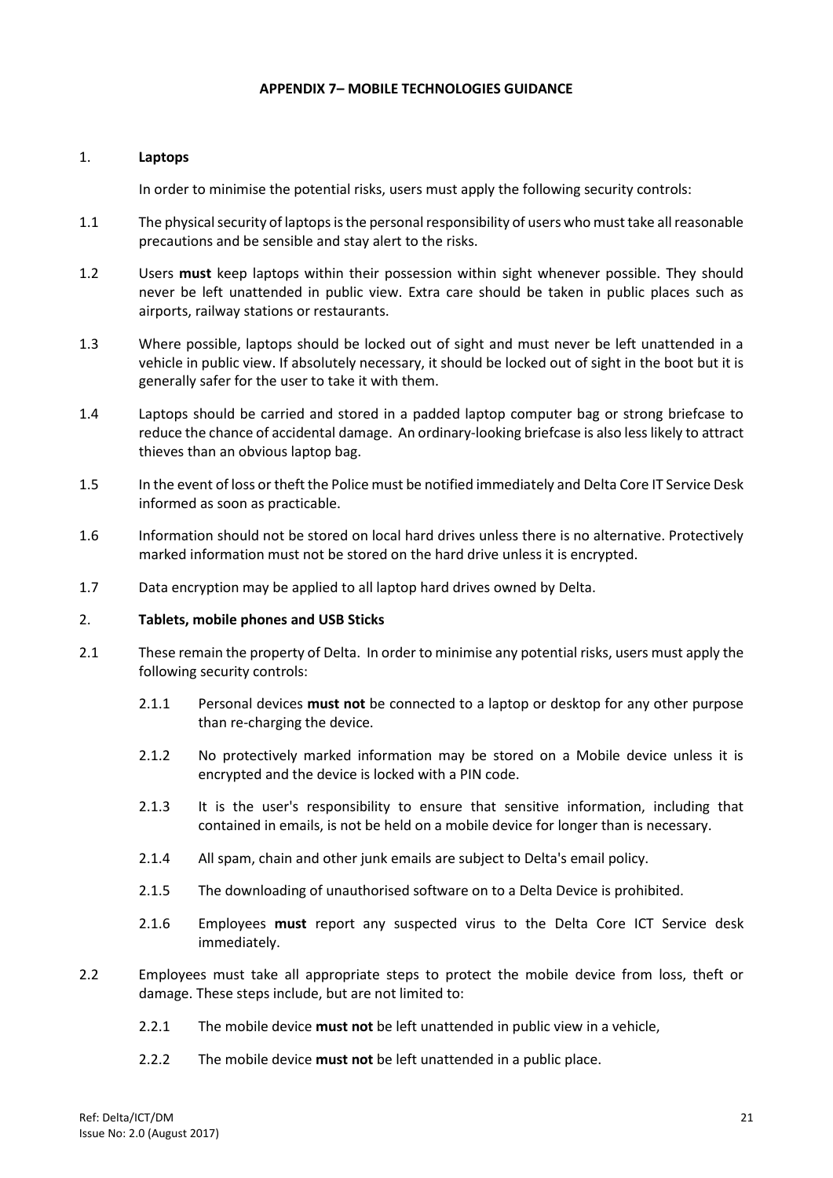## APPENDIX 7– MOBILE TECHNOLOGIES GUIDANCE

### 1. Laptops

In order to minimise the potential risks, users must apply the following security controls:

1.1 The physical security of laptops is the personal responsibility of users who must take all reasonable precautions and be sensible and stay alert to the risks.

1.2 Users **must** keep laptops within their possession within sight whenever possible. They should never be left unattended in public view. Extra care should be taken in public places such as airports, railway stations or restaurants.

1.3 Where possible, laptops should be locked out of sight and must never be left unattended in a vehicle in public view. If absolutely necessary, it should be locked out of sight in the boot but it is generally safer for the user to take it with them.

1.4 Laptops should be carried and stored in a padded laptop computer bag or strong briefcase to reduce the chance of accidental damage. An ordinary-looking briefcase is also less likely to attract thieves than an obvious laptop bag.

1.5 In the event of loss or theft the Police must be notified immediately and Delta Core IT Service Desk informed as soon as practicable.

1.6 Information should not be stored on local hard drives unless there is no alternative. Protectively marked information must not be stored on the hard drive unless it is encrypted.

1.7 Data encryption may be applied to all laptop hard drives owned by Delta.

### 2. Tablets, mobile phones and USB Sticks

2.1 These remain the property of Delta. In order to minimise any potential risks, users must apply the following security controls:

- 2.1.1 Personal devices **must not** be connected to a laptop or desktop for any other purpose than re-charging the device.
- 2.1.2 No protectively marked information may be stored on a Mobile device unless it is encrypted and the device is locked with a PIN code.
- 2.1.3 It is the user's responsibility to ensure that sensitive information, including that contained in emails, is not be held on a mobile device for longer than is necessary.
- 2.1.4 All spam, chain and other junk emails are subject to Delta's email policy.
- 2.1.5 The downloading of unauthorised software on to a Delta Device is prohibited.
- 2.1.6 Employees **must** report any suspected virus to the Delta Core ICT Service desk immediately.

2.2 Employees must take all appropriate steps to protect the mobile device from loss, theft or damage. These steps include, but are not limited to:

- 2.2.1 The mobile device **must not** be left unattended in public view in a vehicle,
- 2.2.2 The mobile device **must not** be left unattended in a public place.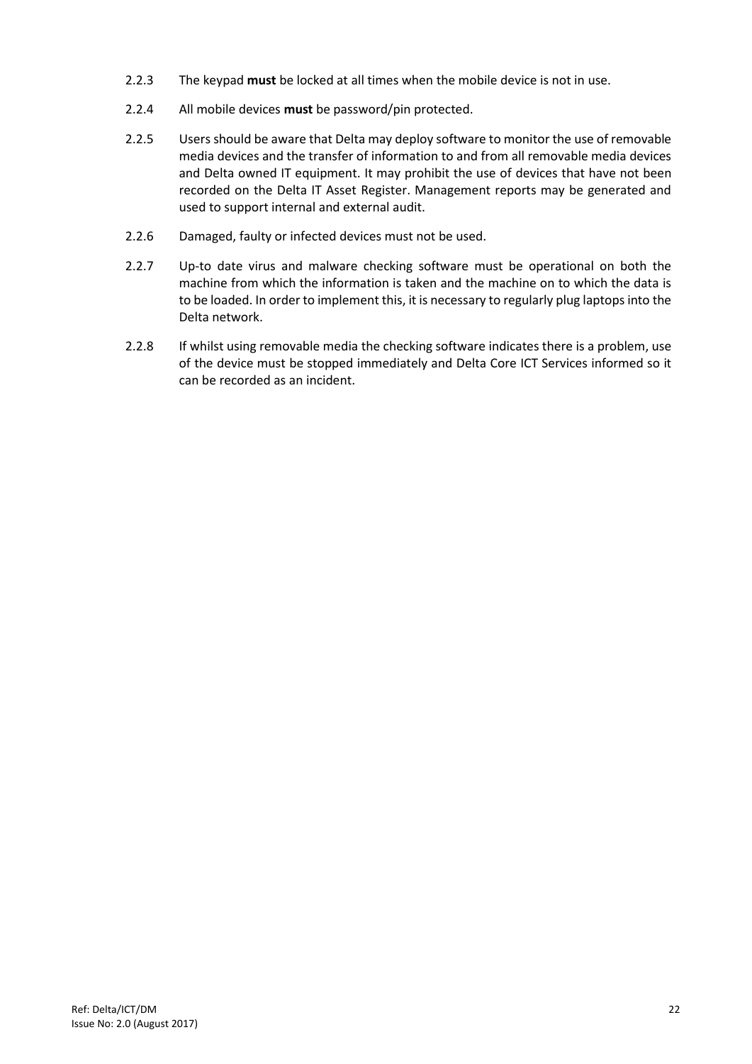2.2.3 The keypad **must** be locked at all times when the mobile device is not in use.

2.2.4 All mobile devices **must** be password/pin protected.

2.2.5 Users should be aware that Delta may deploy software to monitor the use of removable media devices and the transfer of information to and from all removable media devices and Delta owned IT equipment. It may prohibit the use of devices that have not been recorded on the Delta IT Asset Register. Management reports may be generated and used to support internal and external audit.

2.2.6 Damaged, faulty or infected devices must not be used.

2.2.7 Up-to date virus and malware checking software must be operational on both the machine from which the information is taken and the machine on to which the data is to be loaded. In order to implement this, it is necessary to regularly plug laptops into the Delta network.

2.2.8 If whilst using removable media the checking software indicates there is a problem, use of the device must be stopped immediately and Delta Core ICT Services informed so it can be recorded as an incident.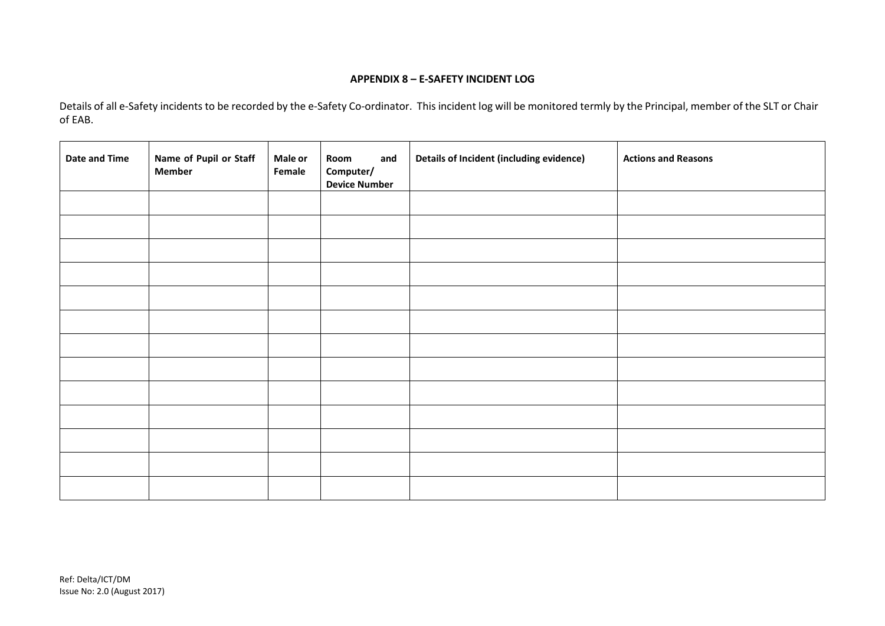**APPENDIX 8 – E-SAFETY INCIDENT LOG**

Details of all e-Safety incidents to be recorded by the e-Safety Co-ordinator. This incident log will be monitored termly by the Principal, member of the SLT or Chair of EAB.

| Date and Time | Name of Pupil or Staff Member | Male or Female | Room and Computer/ Device Number | Details of Incident (including evidence) | Actions and Reasons |
|---|---|---|---|---|---|
| | | | | | |
| | | | | | |
| | | | | | |
| | | | | | |
| | | | | | |
| | | | | | |
| | | | | | |
| | | | | | |
| | | | | | |
| | | | | | |
| | | | | | |
| | | | | | |
| | | | | | |

Ref: Delta/ICT/DM
Issue No: 2.0 (August 2017)